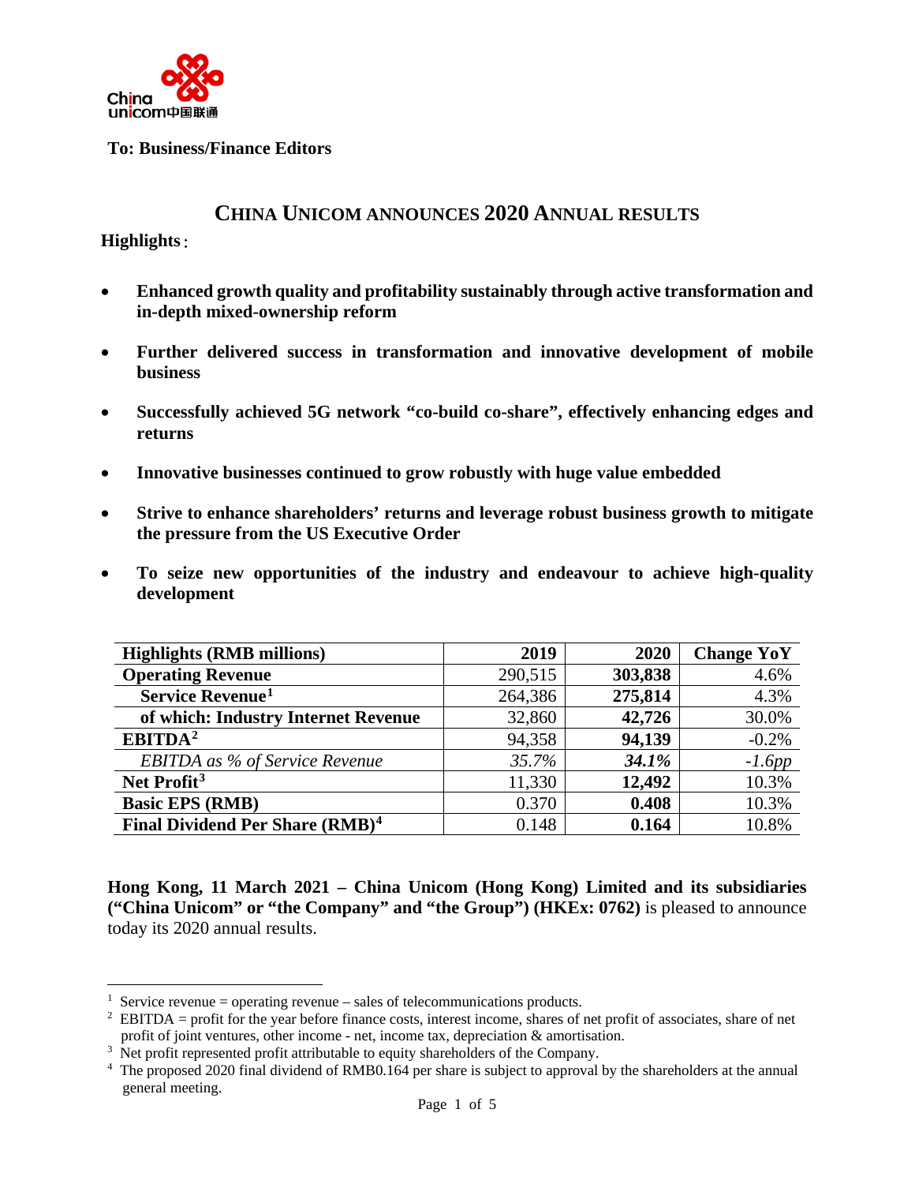**To: Business/Finance Editors**

# CHINA UNICOM ANNOUNCES 2020 ANNUAL RESULTS

**Highlights**：

- **Enhanced growth quality and profitability sustainably through active transformation and in-depth mixed-ownership reform**
- **Further delivered success in transformation and innovative development of mobile business**
- **Successfully achieved 5G network "co-build co-share", effectively enhancing edges and returns**
- **Innovative businesses continued to grow robustly with huge value embedded**
- **Strive to enhance shareholders' returns and leverage robust business growth to mitigate the pressure from the US Executive Order**
- **To seize new opportunities of the industry and endeavour to achieve high-quality development**

| Highlights (RMB millions) | 2019 | 2020 | Change YoY |
|---|---|---|---|
| **Operating Revenue** | 290,515 | **303,838** | 4.6% |
| **Service Revenue**[1] | 264,386 | **275,814** | 4.3% |
| **of which: Industry Internet Revenue** | 32,860 | **42,726** | 30.0% |
| **EBITDA**[2] | 94,358 | **94,139** | -0.2% |
| *EBITDA as % of Service Revenue* | *35.7%* | ***34.1%*** | *-1.6pp* |
| **Net Profit**[3] | 11,330 | **12,492** | 10.3% |
| **Basic EPS (RMB)** | 0.370 | **0.408** | 10.3% |
| **Final Dividend Per Share (RMB)**[4] | 0.148 | **0.164** | 10.8% |

**Hong Kong, 11 March 2021 – China Unicom (Hong Kong) Limited and its subsidiaries ("China Unicom" or "the Company" and "the Group") (HKEx: 0762)** is pleased to announce today its 2020 annual results.

---

[1] Service revenue = operating revenue – sales of telecommunications products.

[2] EBITDA = profit for the year before finance costs, interest income, shares of net profit of associates, share of net profit of joint ventures, other income - net, income tax, depreciation & amortisation.

[3] Net profit represented profit attributable to equity shareholders of the Company.

[4] The proposed 2020 final dividend of RMB0.164 per share is subject to approval by the shareholders at the annual general meeting.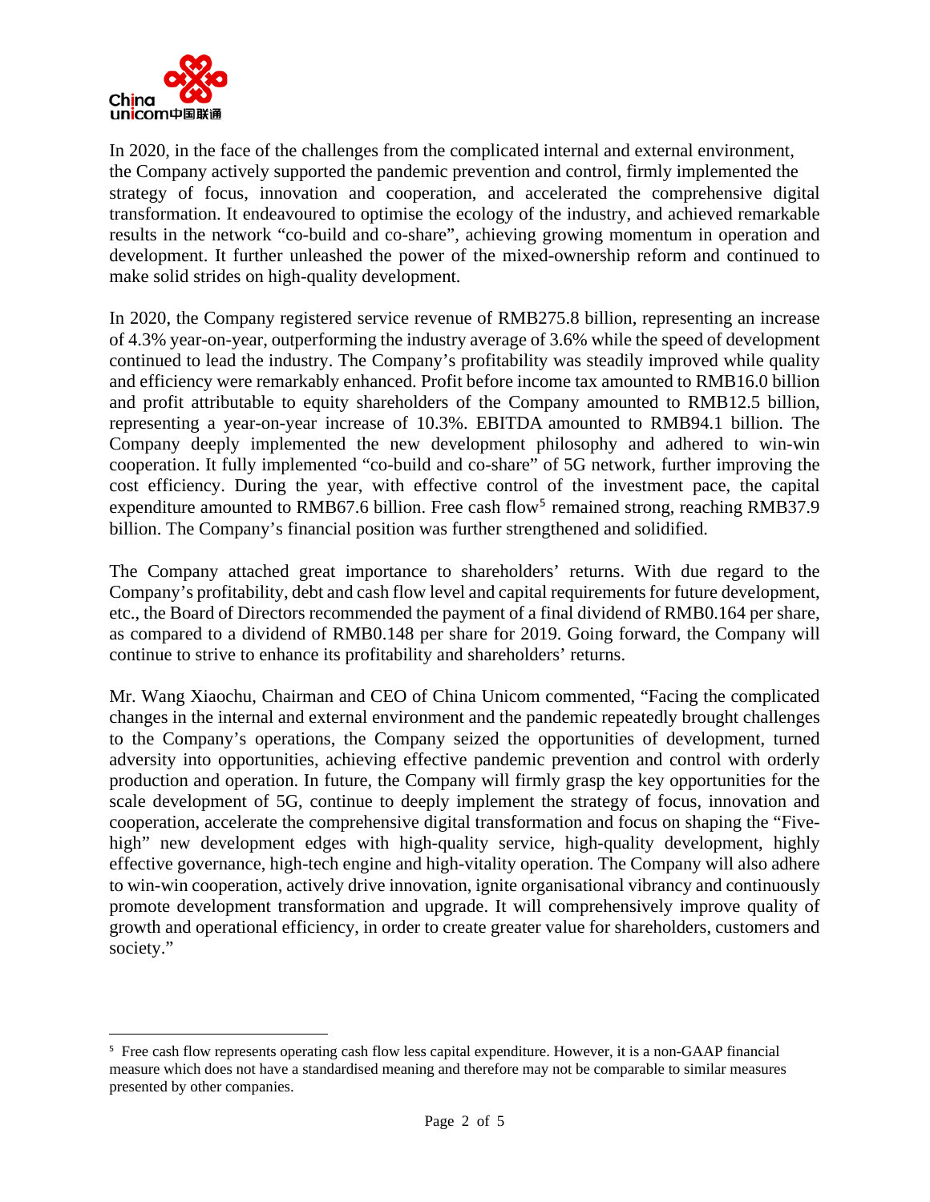In 2020, in the face of the challenges from the complicated internal and external environment, the Company actively supported the pandemic prevention and control, firmly implemented the strategy of focus, innovation and cooperation, and accelerated the comprehensive digital transformation. It endeavoured to optimise the ecology of the industry, and achieved remarkable results in the network "co-build and co-share", achieving growing momentum in operation and development. It further unleashed the power of the mixed-ownership reform and continued to make solid strides on high-quality development.

In 2020, the Company registered service revenue of RMB275.8 billion, representing an increase of 4.3% year-on-year, outperforming the industry average of 3.6% while the speed of development continued to lead the industry. The Company's profitability was steadily improved while quality and efficiency were remarkably enhanced. Profit before income tax amounted to RMB16.0 billion and profit attributable to equity shareholders of the Company amounted to RMB12.5 billion, representing a year-on-year increase of 10.3%. EBITDA amounted to RMB94.1 billion. The Company deeply implemented the new development philosophy and adhered to win-win cooperation. It fully implemented "co-build and co-share" of 5G network, further improving the cost efficiency. During the year, with effective control of the investment pace, the capital expenditure amounted to RMB67.6 billion. Free cash flow[5] remained strong, reaching RMB37.9 billion. The Company's financial position was further strengthened and solidified.

The Company attached great importance to shareholders' returns. With due regard to the Company's profitability, debt and cash flow level and capital requirements for future development, etc., the Board of Directors recommended the payment of a final dividend of RMB0.164 per share, as compared to a dividend of RMB0.148 per share for 2019. Going forward, the Company will continue to strive to enhance its profitability and shareholders' returns.

Mr. Wang Xiaochu, Chairman and CEO of China Unicom commented, "Facing the complicated changes in the internal and external environment and the pandemic repeatedly brought challenges to the Company's operations, the Company seized the opportunities of development, turned adversity into opportunities, achieving effective pandemic prevention and control with orderly production and operation. In future, the Company will firmly grasp the key opportunities for the scale development of 5G, continue to deeply implement the strategy of focus, innovation and cooperation, accelerate the comprehensive digital transformation and focus on shaping the "Five-high" new development edges with high-quality service, high-quality development, highly effective governance, high-tech engine and high-vitality operation. The Company will also adhere to win-win cooperation, actively drive innovation, ignite organisational vibrancy and continuously promote development transformation and upgrade. It will comprehensively improve quality of growth and operational efficiency, in order to create greater value for shareholders, customers and society."

---

[5] Free cash flow represents operating cash flow less capital expenditure. However, it is a non-GAAP financial measure which does not have a standardised meaning and therefore may not be comparable to similar measures presented by other companies.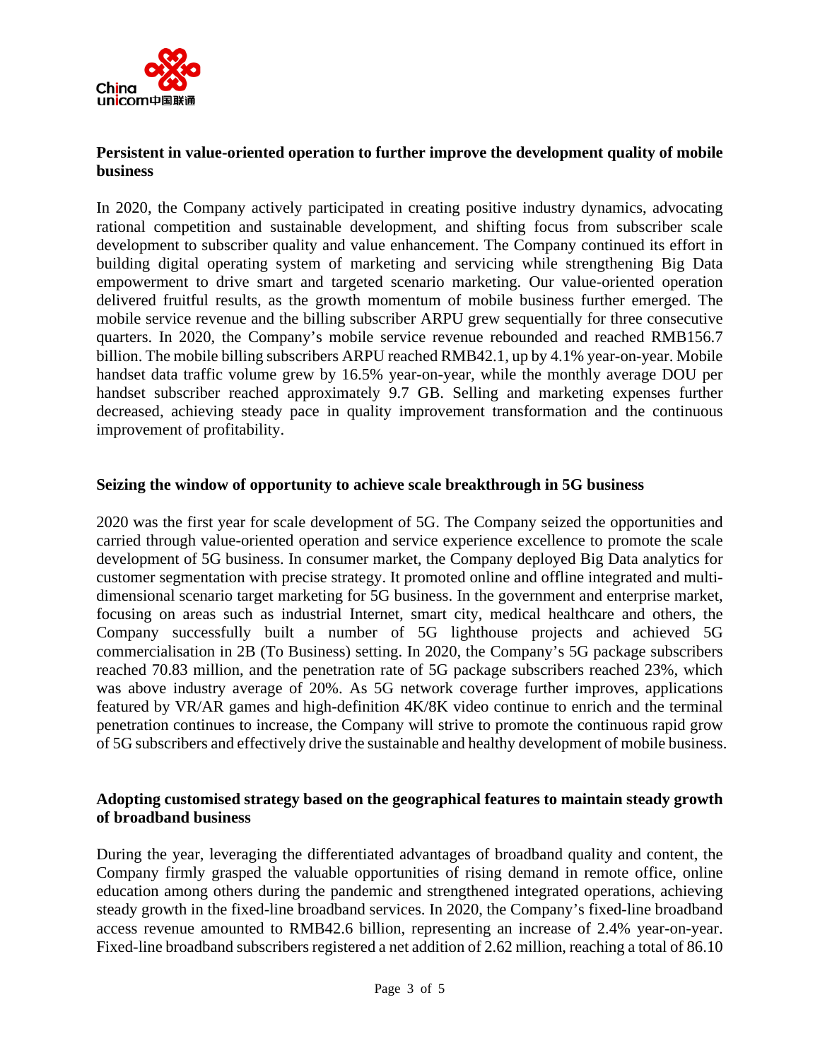**Persistent in value-oriented operation to further improve the development quality of mobile business**

In 2020, the Company actively participated in creating positive industry dynamics, advocating rational competition and sustainable development, and shifting focus from subscriber scale development to subscriber quality and value enhancement. The Company continued its effort in building digital operating system of marketing and servicing while strengthening Big Data empowerment to drive smart and targeted scenario marketing. Our value-oriented operation delivered fruitful results, as the growth momentum of mobile business further emerged. The mobile service revenue and the billing subscriber ARPU grew sequentially for three consecutive quarters. In 2020, the Company's mobile service revenue rebounded and reached RMB156.7 billion. The mobile billing subscribers ARPU reached RMB42.1, up by 4.1% year-on-year. Mobile handset data traffic volume grew by 16.5% year-on-year, while the monthly average DOU per handset subscriber reached approximately 9.7 GB. Selling and marketing expenses further decreased, achieving steady pace in quality improvement transformation and the continuous improvement of profitability.

**Seizing the window of opportunity to achieve scale breakthrough in 5G business**

2020 was the first year for scale development of 5G. The Company seized the opportunities and carried through value-oriented operation and service experience excellence to promote the scale development of 5G business. In consumer market, the Company deployed Big Data analytics for customer segmentation with precise strategy. It promoted online and offline integrated and multi-dimensional scenario target marketing for 5G business. In the government and enterprise market, focusing on areas such as industrial Internet, smart city, medical healthcare and others, the Company successfully built a number of 5G lighthouse projects and achieved 5G commercialisation in 2B (To Business) setting. In 2020, the Company's 5G package subscribers reached 70.83 million, and the penetration rate of 5G package subscribers reached 23%, which was above industry average of 20%. As 5G network coverage further improves, applications featured by VR/AR games and high-definition 4K/8K video continue to enrich and the terminal penetration continues to increase, the Company will strive to promote the continuous rapid grow of 5G subscribers and effectively drive the sustainable and healthy development of mobile business.

**Adopting customised strategy based on the geographical features to maintain steady growth of broadband business**

During the year, leveraging the differentiated advantages of broadband quality and content, the Company firmly grasped the valuable opportunities of rising demand in remote office, online education among others during the pandemic and strengthened integrated operations, achieving steady growth in the fixed-line broadband services. In 2020, the Company's fixed-line broadband access revenue amounted to RMB42.6 billion, representing an increase of 2.4% year-on-year. Fixed-line broadband subscribers registered a net addition of 2.62 million, reaching a total of 86.10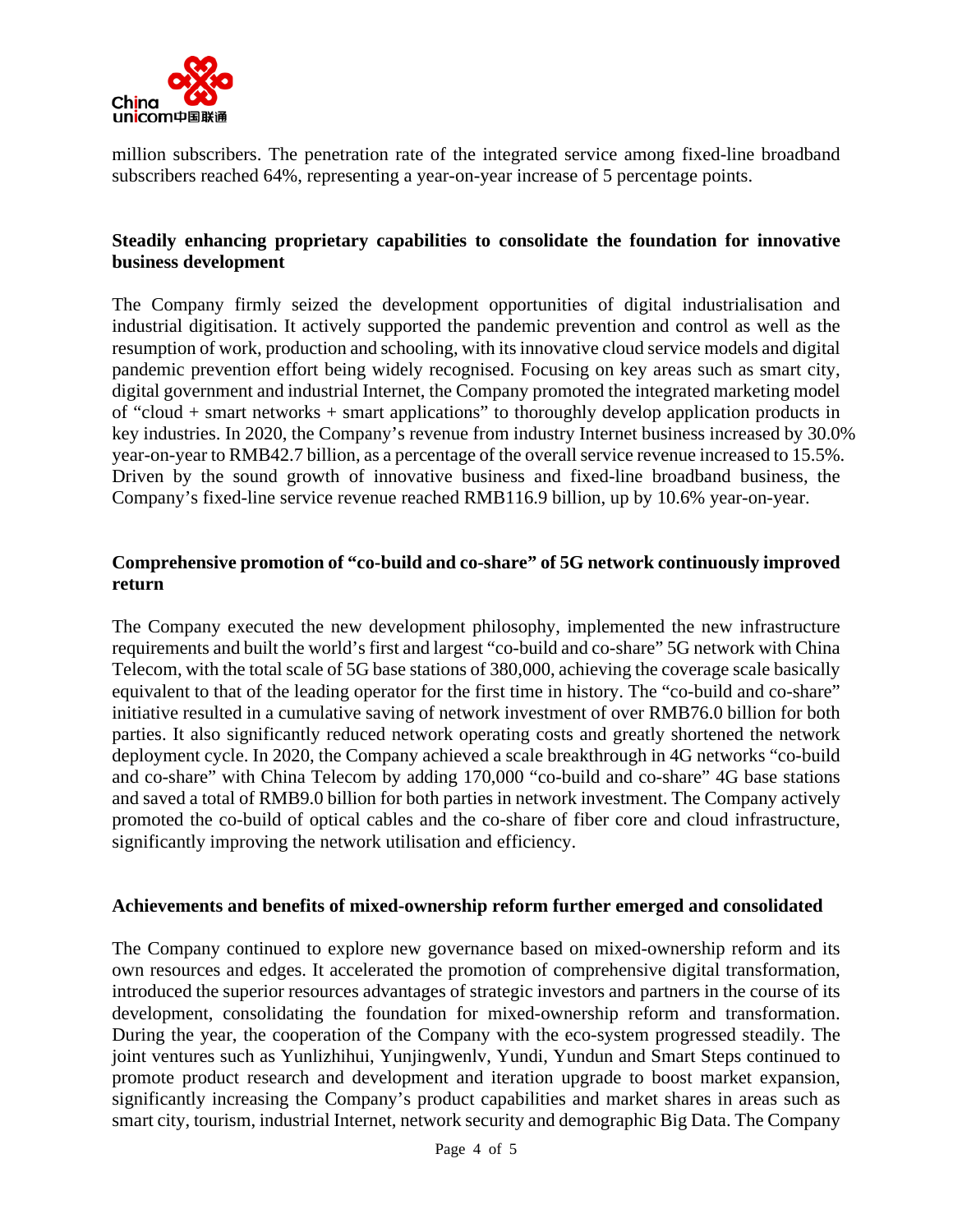million subscribers. The penetration rate of the integrated service among fixed-line broadband subscribers reached 64%, representing a year-on-year increase of 5 percentage points.

**Steadily enhancing proprietary capabilities to consolidate the foundation for innovative business development**

The Company firmly seized the development opportunities of digital industrialisation and industrial digitisation. It actively supported the pandemic prevention and control as well as the resumption of work, production and schooling, with its innovative cloud service models and digital pandemic prevention effort being widely recognised. Focusing on key areas such as smart city, digital government and industrial Internet, the Company promoted the integrated marketing model of "cloud + smart networks + smart applications" to thoroughly develop application products in key industries. In 2020, the Company's revenue from industry Internet business increased by 30.0% year-on-year to RMB42.7 billion, as a percentage of the overall service revenue increased to 15.5%. Driven by the sound growth of innovative business and fixed-line broadband business, the Company's fixed-line service revenue reached RMB116.9 billion, up by 10.6% year-on-year.

**Comprehensive promotion of "co-build and co-share" of 5G network continuously improved return**

The Company executed the new development philosophy, implemented the new infrastructure requirements and built the world's first and largest "co-build and co-share" 5G network with China Telecom, with the total scale of 5G base stations of 380,000, achieving the coverage scale basically equivalent to that of the leading operator for the first time in history. The "co-build and co-share" initiative resulted in a cumulative saving of network investment of over RMB76.0 billion for both parties. It also significantly reduced network operating costs and greatly shortened the network deployment cycle. In 2020, the Company achieved a scale breakthrough in 4G networks "co-build and co-share" with China Telecom by adding 170,000 "co-build and co-share" 4G base stations and saved a total of RMB9.0 billion for both parties in network investment. The Company actively promoted the co-build of optical cables and the co-share of fiber core and cloud infrastructure, significantly improving the network utilisation and efficiency.

**Achievements and benefits of mixed-ownership reform further emerged and consolidated**

The Company continued to explore new governance based on mixed-ownership reform and its own resources and edges. It accelerated the promotion of comprehensive digital transformation, introduced the superior resources advantages of strategic investors and partners in the course of its development, consolidating the foundation for mixed-ownership reform and transformation. During the year, the cooperation of the Company with the eco-system progressed steadily. The joint ventures such as Yunlizhihui, Yunjingwenlv, Yundi, Yundun and Smart Steps continued to promote product research and development and iteration upgrade to boost market expansion, significantly increasing the Company's product capabilities and market shares in areas such as smart city, tourism, industrial Internet, network security and demographic Big Data. The Company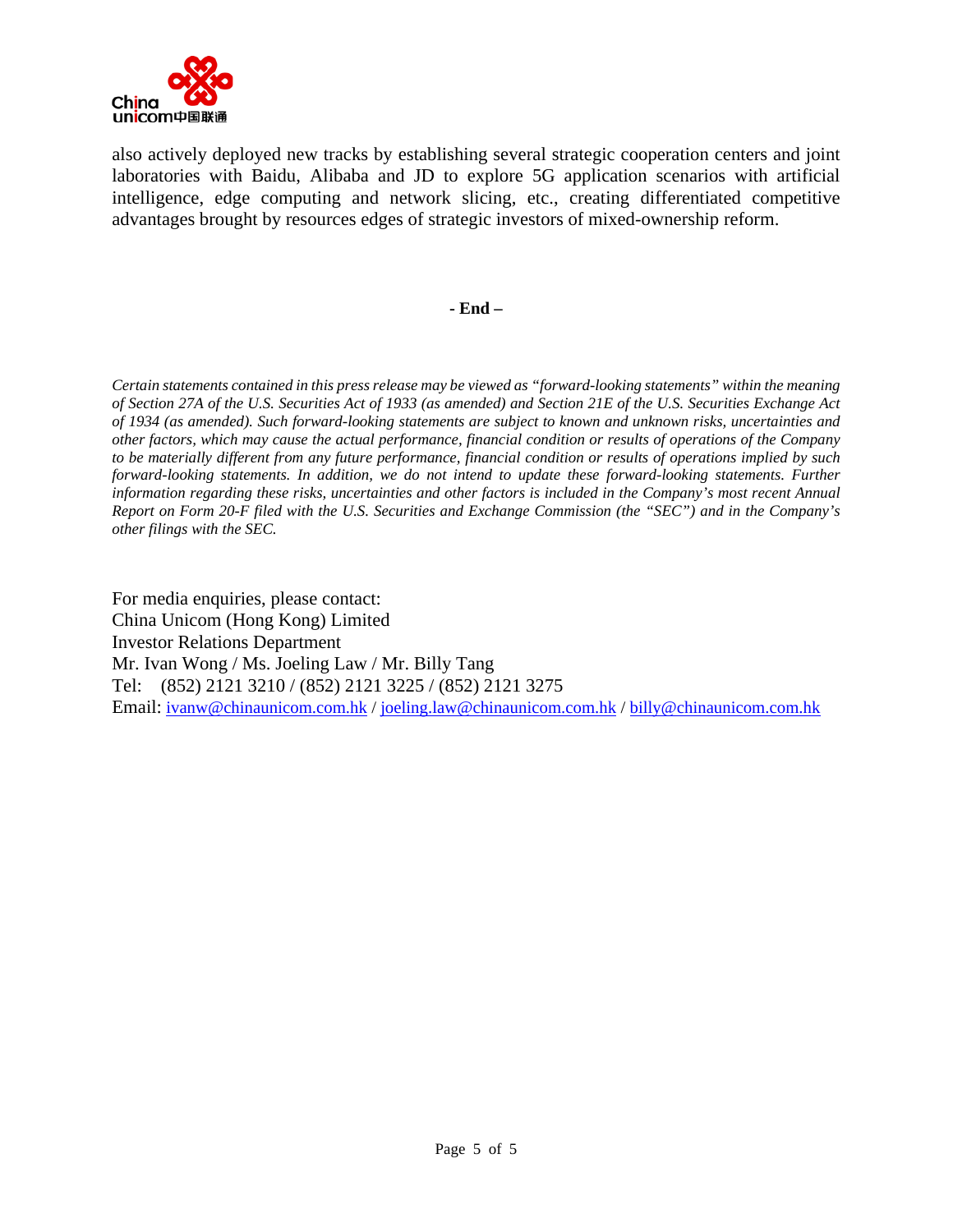also actively deployed new tracks by establishing several strategic cooperation centers and joint laboratories with Baidu, Alibaba and JD to explore 5G application scenarios with artificial intelligence, edge computing and network slicing, etc., creating differentiated competitive advantages brought by resources edges of strategic investors of mixed-ownership reform.

**- End –**

*Certain statements contained in this press release may be viewed as "forward-looking statements" within the meaning of Section 27A of the U.S. Securities Act of 1933 (as amended) and Section 21E of the U.S. Securities Exchange Act of 1934 (as amended). Such forward-looking statements are subject to known and unknown risks, uncertainties and other factors, which may cause the actual performance, financial condition or results of operations of the Company to be materially different from any future performance, financial condition or results of operations implied by such forward-looking statements. In addition, we do not intend to update these forward-looking statements. Further information regarding these risks, uncertainties and other factors is included in the Company's most recent Annual Report on Form 20-F filed with the U.S. Securities and Exchange Commission (the "SEC") and in the Company's other filings with the SEC.*

For media enquiries, please contact:
China Unicom (Hong Kong) Limited
Investor Relations Department
Mr. Ivan Wong / Ms. Joeling Law / Mr. Billy Tang
Tel: (852) 2121 3210 / (852) 2121 3225 / (852) 2121 3275
Email: ivanw@chinaunicom.com.hk / joeling.law@chinaunicom.com.hk / billy@chinaunicom.com.hk